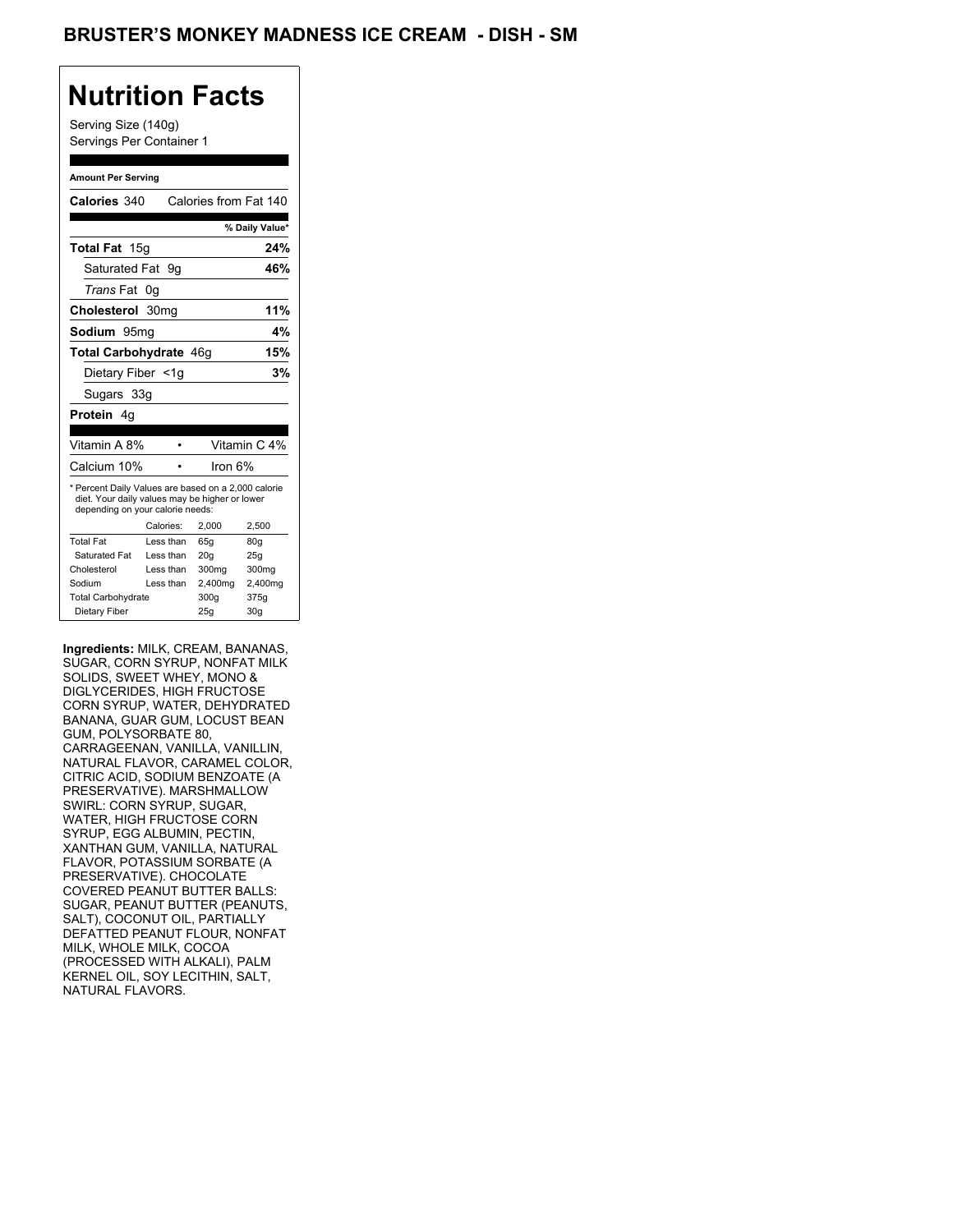# BRUSTER'S MONKEY MADNESS ICE CREAM - DISH - SM

## Nutrition Facts

Serving Size (140g)
Servings Per Container 1

**Amount Per Serving**

**Calories** 340 Calories from Fat 140

| | % Daily Value* |
|---|---|
| **Total Fat** 15g | **24%** |
| Saturated Fat 9g | **46%** |
| *Trans* Fat 0g | |
| **Cholesterol** 30mg | **11%** |
| **Sodium** 95mg | **4%** |
| **Total Carbohydrate** 46g | **15%** |
| Dietary Fiber <1g | **3%** |
| Sugars 33g | |
| **Protein** 4g | |

| | |
|---|---|
| Vitamin A 8% | Vitamin C 4% |
| Calcium 10% | Iron 6% |

* Percent Daily Values are based on a 2,000 calorie diet. Your daily values may be higher or lower depending on your calorie needs:

| | Calories: | 2,000 | 2,500 |
|---|---|---|---|
| Total Fat | Less than | 65g | 80g |
| Saturated Fat | Less than | 20g | 25g |
| Cholesterol | Less than | 300mg | 300mg |
| Sodium | Less than | 2,400mg | 2,400mg |
| Total Carbohydrate | | 300g | 375g |
| Dietary Fiber | | 25g | 30g |

**Ingredients:** MILK, CREAM, BANANAS, SUGAR, CORN SYRUP, NONFAT MILK SOLIDS, SWEET WHEY, MONO & DIGLYCERIDES, HIGH FRUCTOSE CORN SYRUP, WATER, DEHYDRATED BANANA, GUAR GUM, LOCUST BEAN GUM, POLYSORBATE 80, CARRAGEENAN, VANILLA, VANILLIN, NATURAL FLAVOR, CARAMEL COLOR, CITRIC ACID, SODIUM BENZOATE (A PRESERVATIVE). MARSHMALLOW SWIRL: CORN SYRUP, SUGAR, WATER, HIGH FRUCTOSE CORN SYRUP, EGG ALBUMIN, PECTIN, XANTHAN GUM, VANILLA, NATURAL FLAVOR, POTASSIUM SORBATE (A PRESERVATIVE). CHOCOLATE COVERED PEANUT BUTTER BALLS: SUGAR, PEANUT BUTTER (PEANUTS, SALT), COCONUT OIL, PARTIALLY DEFATTED PEANUT FLOUR, NONFAT MILK, WHOLE MILK, COCOA (PROCESSED WITH ALKALI), PALM KERNEL OIL, SOY LECITHIN, SALT, NATURAL FLAVORS.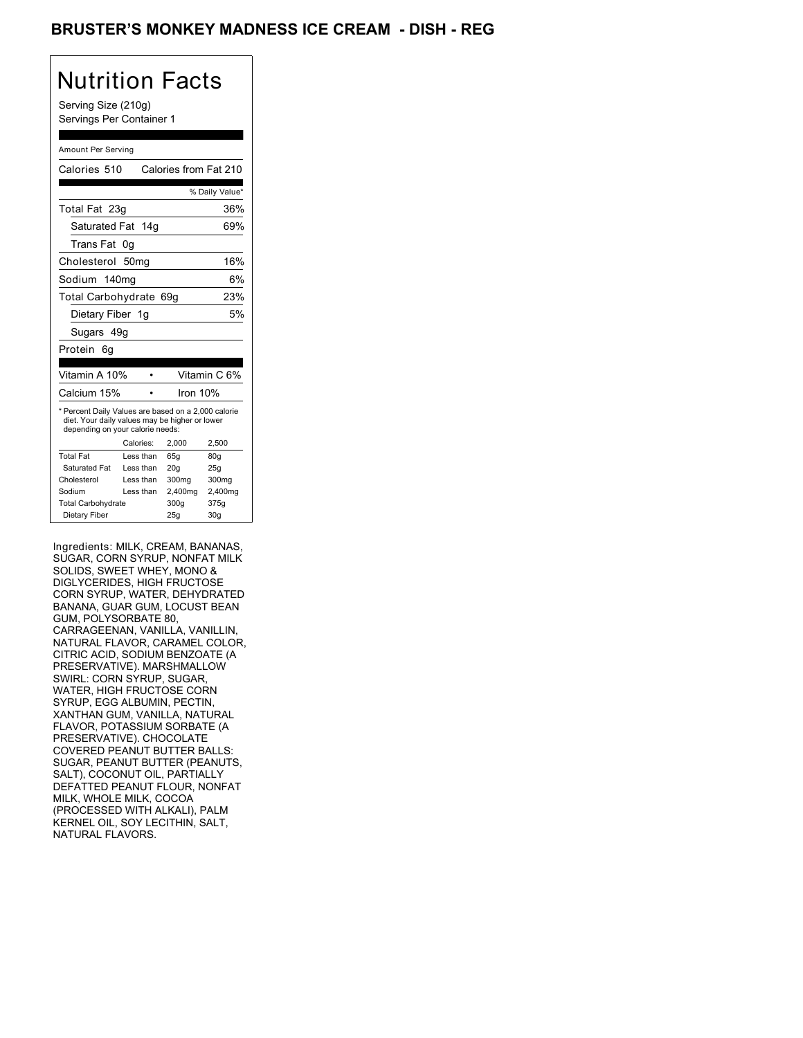# BRUSTER'S MONKEY MADNESS ICE CREAM - DISH - REG

## Nutrition Facts

Serving Size (210g)
Servings Per Container 1

Amount Per Serving

Calories 510 — Calories from Fat 210

| | % Daily Value* |
|---|---|
| Total Fat 23g | 36% |
| Saturated Fat 14g | 69% |
| Trans Fat 0g | |
| Cholesterol 50mg | 16% |
| Sodium 140mg | 6% |
| Total Carbohydrate 69g | 23% |
| Dietary Fiber 1g | 5% |
| Sugars 49g | |
| Protein 6g | |

| | |
|---|---|
| Vitamin A 10% | Vitamin C 6% |
| Calcium 15% | Iron 10% |

* Percent Daily Values are based on a 2,000 calorie diet. Your daily values may be higher or lower depending on your calorie needs:

| | Calories: | 2,000 | 2,500 |
|---|---|---|---|
| Total Fat | Less than | 65g | 80g |
| Saturated Fat | Less than | 20g | 25g |
| Cholesterol | Less than | 300mg | 300mg |
| Sodium | Less than | 2,400mg | 2,400mg |
| Total Carbohydrate | | 300g | 375g |
| Dietary Fiber | | 25g | 30g |

Ingredients: MILK, CREAM, BANANAS, SUGAR, CORN SYRUP, NONFAT MILK SOLIDS, SWEET WHEY, MONO & DIGLYCERIDES, HIGH FRUCTOSE CORN SYRUP, WATER, DEHYDRATED BANANA, GUAR GUM, LOCUST BEAN GUM, POLYSORBATE 80, CARRAGEENAN, VANILLA, VANILLIN, NATURAL FLAVOR, CARAMEL COLOR, CITRIC ACID, SODIUM BENZOATE (A PRESERVATIVE). MARSHMALLOW SWIRL: CORN SYRUP, SUGAR, WATER, HIGH FRUCTOSE CORN SYRUP, EGG ALBUMIN, PECTIN, XANTHAN GUM, VANILLA, NATURAL FLAVOR, POTASSIUM SORBATE (A PRESERVATIVE). CHOCOLATE COVERED PEANUT BUTTER BALLS: SUGAR, PEANUT BUTTER (PEANUTS, SALT), COCONUT OIL, PARTIALLY DEFATTED PEANUT FLOUR, NONFAT MILK, WHOLE MILK, COCOA (PROCESSED WITH ALKALI), PALM KERNEL OIL, SOY LECITHIN, SALT, NATURAL FLAVORS.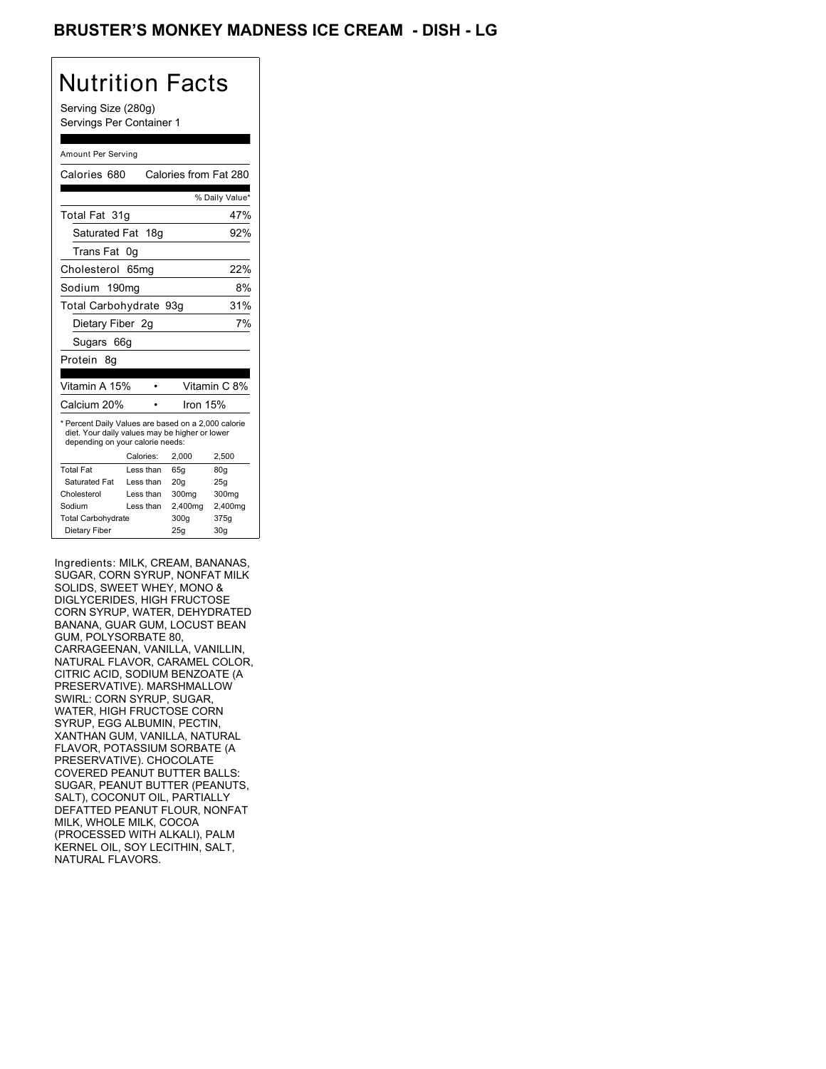# BRUSTER'S MONKEY MADNESS ICE CREAM - DISH - LG

## Nutrition Facts

Serving Size (280g)
Servings Per Container 1

Amount Per Serving

| | |
|---|---|
| Calories 680 | Calories from Fat 280 |
| | % Daily Value* |
| Total Fat 31g | 47% |
| Saturated Fat 18g | 92% |
| Trans Fat 0g | |
| Cholesterol 65mg | 22% |
| Sodium 190mg | 8% |
| Total Carbohydrate 93g | 31% |
| Dietary Fiber 2g | 7% |
| Sugars 66g | |
| Protein 8g | |
| Vitamin A 15% | Vitamin C 8% |
| Calcium 20% | Iron 15% |

* Percent Daily Values are based on a 2,000 calorie diet. Your daily values may be higher or lower depending on your calorie needs:

| | Calories: | 2,000 | 2,500 |
|---|---|---|---|
| Total Fat | Less than | 65g | 80g |
| Saturated Fat | Less than | 20g | 25g |
| Cholesterol | Less than | 300mg | 300mg |
| Sodium | Less than | 2,400mg | 2,400mg |
| Total Carbohydrate | | 300g | 375g |
| Dietary Fiber | | 25g | 30g |

Ingredients: MILK, CREAM, BANANAS, SUGAR, CORN SYRUP, NONFAT MILK SOLIDS, SWEET WHEY, MONO & DIGLYCERIDES, HIGH FRUCTOSE CORN SYRUP, WATER, DEHYDRATED BANANA, GUAR GUM, LOCUST BEAN GUM, POLYSORBATE 80, CARRAGEENAN, VANILLA, VANILLIN, NATURAL FLAVOR, CARAMEL COLOR, CITRIC ACID, SODIUM BENZOATE (A PRESERVATIVE). MARSHMALLOW SWIRL: CORN SYRUP, SUGAR, WATER, HIGH FRUCTOSE CORN SYRUP, EGG ALBUMIN, PECTIN, XANTHAN GUM, VANILLA, NATURAL FLAVOR, POTASSIUM SORBATE (A PRESERVATIVE). CHOCOLATE COVERED PEANUT BUTTER BALLS: SUGAR, PEANUT BUTTER (PEANUTS, SALT), COCONUT OIL, PARTIALLY DEFATTED PEANUT FLOUR, NONFAT MILK, WHOLE MILK, COCOA (PROCESSED WITH ALKALI), PALM KERNEL OIL, SOY LECITHIN, SALT, NATURAL FLAVORS.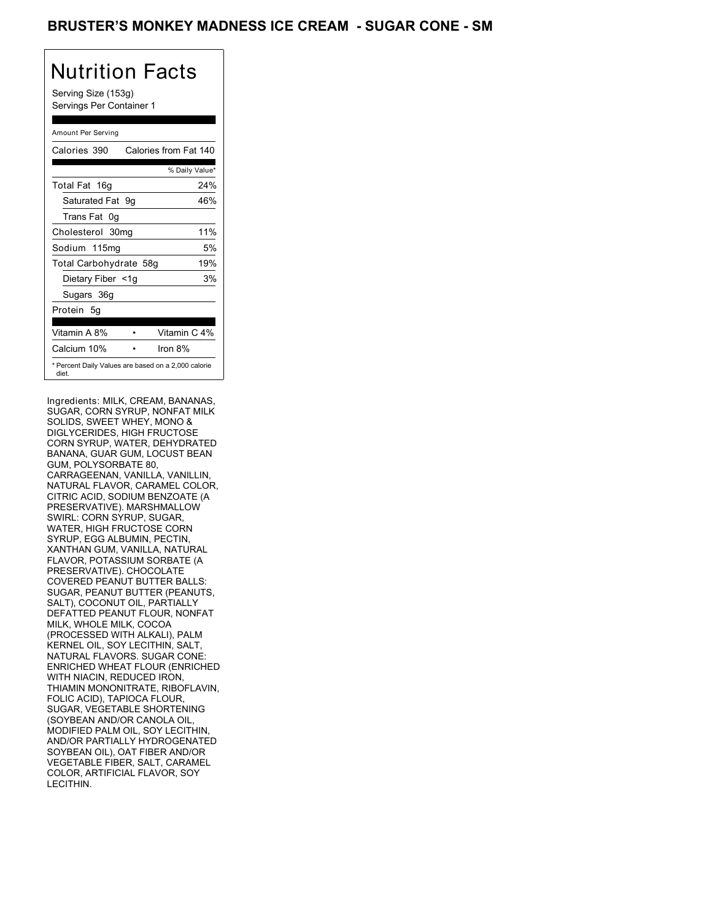# BRUSTER'S MONKEY MADNESS ICE CREAM - SUGAR CONE - SM

## Nutrition Facts

Serving Size (153g)
Servings Per Container 1

Amount Per Serving

| Calories 390 | Calories from Fat 140 |
|---|---|
| | % Daily Value* |
| Total Fat 16g | 24% |
| Saturated Fat 9g | 46% |
| Trans Fat 0g | |
| Cholesterol 30mg | 11% |
| Sodium 115mg | 5% |
| Total Carbohydrate 58g | 19% |
| Dietary Fiber <1g | 3% |
| Sugars 36g | |
| Protein 5g | |

| Vitamin A 8% | • | Vitamin C 4% |
|---|---|---|
| Calcium 10% | • | Iron 8% |

* Percent Daily Values are based on a 2,000 calorie diet.

Ingredients: MILK, CREAM, BANANAS, SUGAR, CORN SYRUP, NONFAT MILK SOLIDS, SWEET WHEY, MONO & DIGLYCERIDES, HIGH FRUCTOSE CORN SYRUP, WATER, DEHYDRATED BANANA, GUAR GUM, LOCUST BEAN GUM, POLYSORBATE 80, CARRAGEENAN, VANILLA, VANILLIN, NATURAL FLAVOR, CARAMEL COLOR, CITRIC ACID, SODIUM BENZOATE (A PRESERVATIVE). MARSHMALLOW SWIRL: CORN SYRUP, SUGAR, WATER, HIGH FRUCTOSE CORN SYRUP, EGG ALBUMIN, PECTIN, XANTHAN GUM, VANILLA, NATURAL FLAVOR, POTASSIUM SORBATE (A PRESERVATIVE). CHOCOLATE COVERED PEANUT BUTTER BALLS: SUGAR, PEANUT BUTTER (PEANUTS, SALT), COCONUT OIL, PARTIALLY DEFATTED PEANUT FLOUR, NONFAT MILK, WHOLE MILK, COCOA (PROCESSED WITH ALKALI), PALM KERNEL OIL, SOY LECITHIN, SALT, NATURAL FLAVORS. SUGAR CONE: ENRICHED WHEAT FLOUR (ENRICHED WITH NIACIN, REDUCED IRON, THIAMIN MONONITRATE, RIBOFLAVIN, FOLIC ACID), TAPIOCA FLOUR, SUGAR, VEGETABLE SHORTENING (SOYBEAN AND/OR CANOLA OIL, MODIFIED PALM OIL, SOY LECITHIN, AND/OR PARTIALLY HYDROGENATED SOYBEAN OIL), OAT FIBER AND/OR VEGETABLE FIBER, SALT, CARAMEL COLOR, ARTIFICIAL FLAVOR, SOY LECITHIN.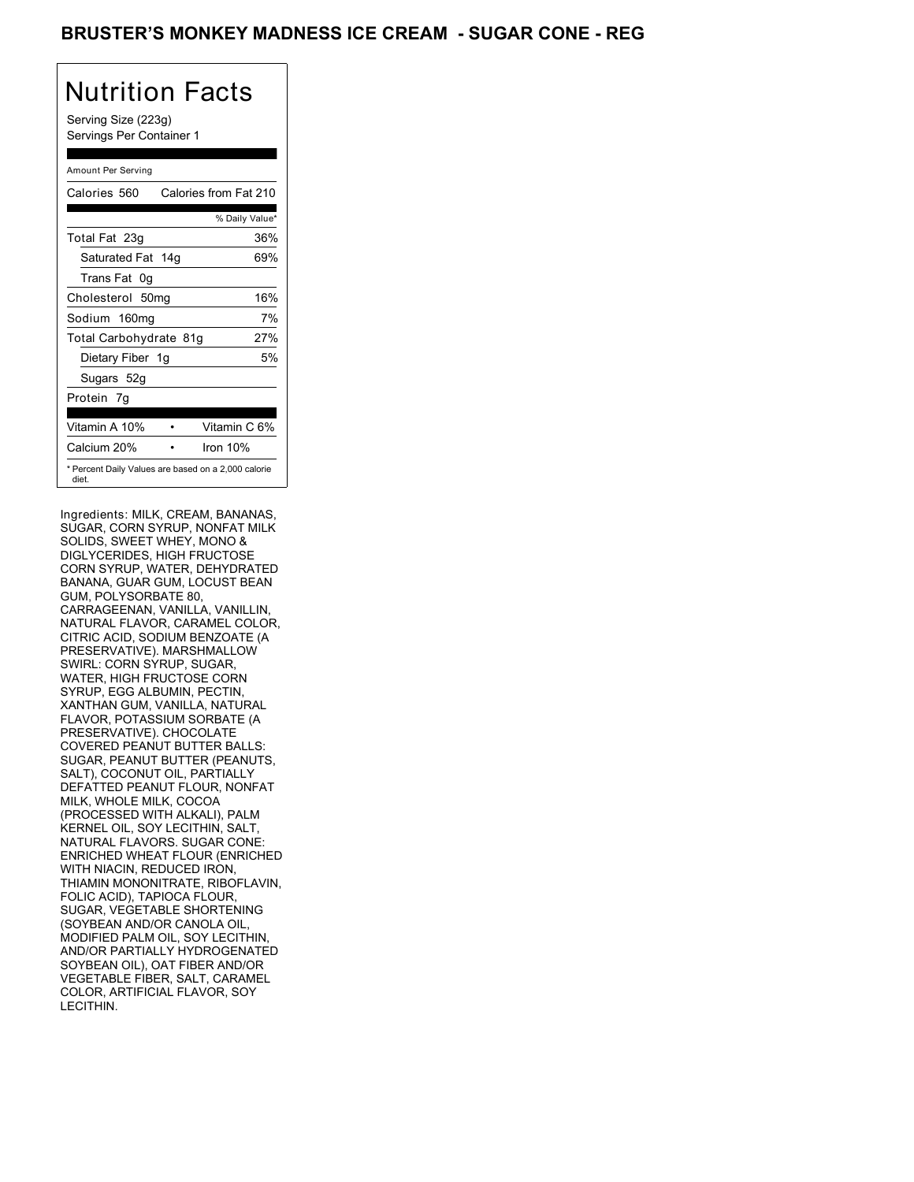# BRUSTER'S MONKEY MADNESS ICE CREAM - SUGAR CONE - REG

## Nutrition Facts

Serving Size (223g)
Servings Per Container 1

Amount Per Serving

| Calories 560 | Calories from Fat 210 |
|---|---|
| | % Daily Value* |
| Total Fat 23g | 36% |
| Saturated Fat 14g | 69% |
| Trans Fat 0g | |
| Cholesterol 50mg | 16% |
| Sodium 160mg | 7% |
| Total Carbohydrate 81g | 27% |
| Dietary Fiber 1g | 5% |
| Sugars 52g | |
| Protein 7g | |
| Vitamin A 10% | Vitamin C 6% |
| Calcium 20% | Iron 10% |

* Percent Daily Values are based on a 2,000 calorie diet.

Ingredients: MILK, CREAM, BANANAS, SUGAR, CORN SYRUP, NONFAT MILK SOLIDS, SWEET WHEY, MONO & DIGLYCERIDES, HIGH FRUCTOSE CORN SYRUP, WATER, DEHYDRATED BANANA, GUAR GUM, LOCUST BEAN GUM, POLYSORBATE 80, CARRAGEENAN, VANILLA, VANILLIN, NATURAL FLAVOR, CARAMEL COLOR, CITRIC ACID, SODIUM BENZOATE (A PRESERVATIVE). MARSHMALLOW SWIRL: CORN SYRUP, SUGAR, WATER, HIGH FRUCTOSE CORN SYRUP, EGG ALBUMIN, PECTIN, XANTHAN GUM, VANILLA, NATURAL FLAVOR, POTASSIUM SORBATE (A PRESERVATIVE). CHOCOLATE COVERED PEANUT BUTTER BALLS: SUGAR, PEANUT BUTTER (PEANUTS, SALT), COCONUT OIL, PARTIALLY DEFATTED PEANUT FLOUR, NONFAT MILK, WHOLE MILK, COCOA (PROCESSED WITH ALKALI), PALM KERNEL OIL, SOY LECITHIN, SALT, NATURAL FLAVORS. SUGAR CONE: ENRICHED WHEAT FLOUR (ENRICHED WITH NIACIN, REDUCED IRON, THIAMIN MONONITRATE, RIBOFLAVIN, FOLIC ACID), TAPIOCA FLOUR, SUGAR, VEGETABLE SHORTENING (SOYBEAN AND/OR CANOLA OIL, MODIFIED PALM OIL, SOY LECITHIN, AND/OR PARTIALLY HYDROGENATED SOYBEAN OIL), OAT FIBER AND/OR VEGETABLE FIBER, SALT, CARAMEL COLOR, ARTIFICIAL FLAVOR, SOY LECITHIN.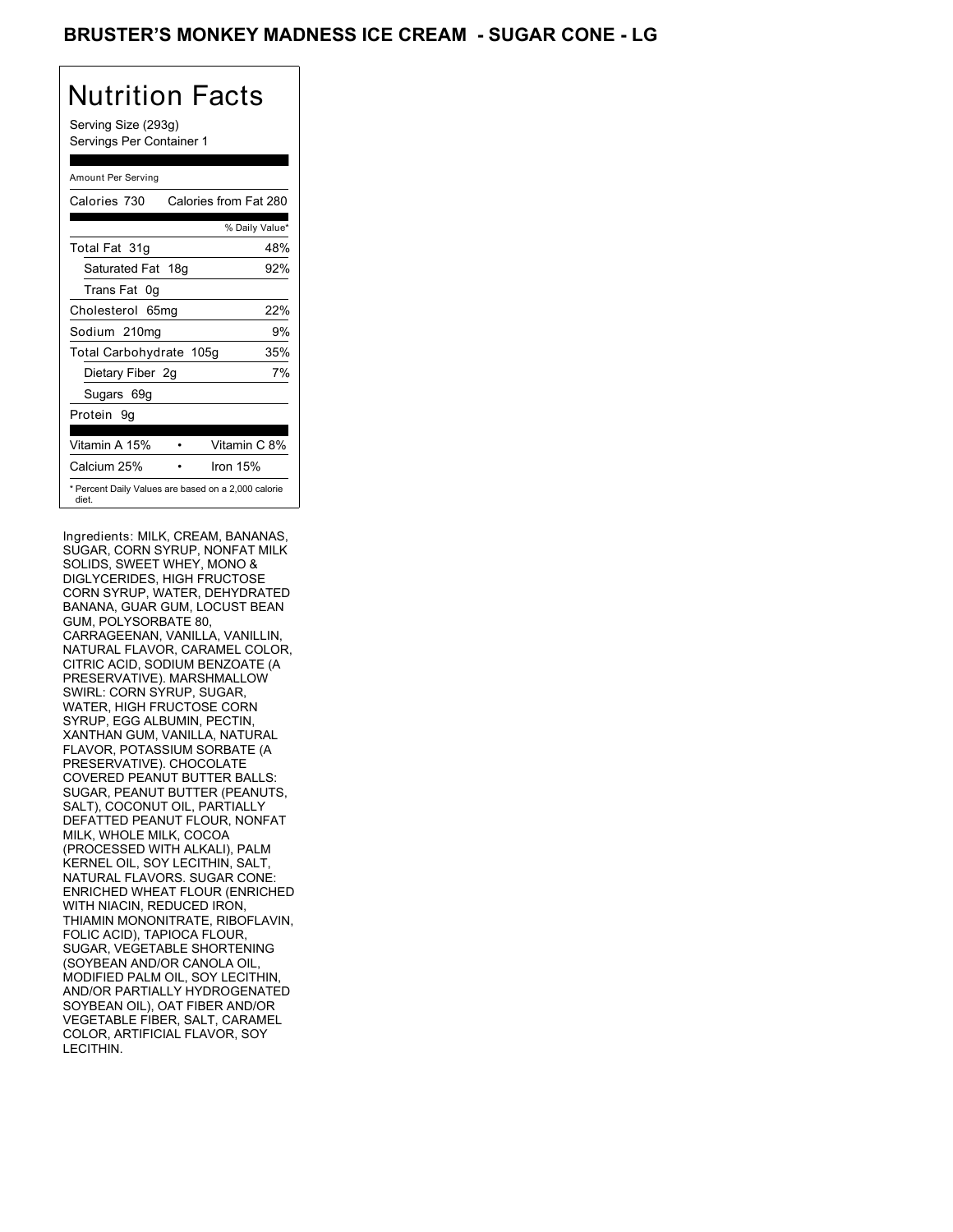# BRUSTER'S MONKEY MADNESS ICE CREAM - SUGAR CONE - LG

## Nutrition Facts

Serving Size (293g)
Servings Per Container 1

| Amount Per Serving | |
|---|---|
| Calories 730 | Calories from Fat 280 |
| | % Daily Value* |
| Total Fat 31g | 48% |
| Saturated Fat 18g | 92% |
| Trans Fat 0g | |
| Cholesterol 65mg | 22% |
| Sodium 210mg | 9% |
| Total Carbohydrate 105g | 35% |
| Dietary Fiber 2g | 7% |
| Sugars 69g | |
| Protein 9g | |
| Vitamin A 15% | Vitamin C 8% |
| Calcium 25% | Iron 15% |

* Percent Daily Values are based on a 2,000 calorie diet.

Ingredients: MILK, CREAM, BANANAS, SUGAR, CORN SYRUP, NONFAT MILK SOLIDS, SWEET WHEY, MONO & DIGLYCERIDES, HIGH FRUCTOSE CORN SYRUP, WATER, DEHYDRATED BANANA, GUAR GUM, LOCUST BEAN GUM, POLYSORBATE 80, CARRAGEENAN, VANILLA, VANILLIN, NATURAL FLAVOR, CARAMEL COLOR, CITRIC ACID, SODIUM BENZOATE (A PRESERVATIVE). MARSHMALLOW SWIRL: CORN SYRUP, SUGAR, WATER, HIGH FRUCTOSE CORN SYRUP, EGG ALBUMIN, PECTIN, XANTHAN GUM, VANILLA, NATURAL FLAVOR, POTASSIUM SORBATE (A PRESERVATIVE). CHOCOLATE COVERED PEANUT BUTTER BALLS: SUGAR, PEANUT BUTTER (PEANUTS, SALT), COCONUT OIL, PARTIALLY DEFATTED PEANUT FLOUR, NONFAT MILK, WHOLE MILK, COCOA (PROCESSED WITH ALKALI), PALM KERNEL OIL, SOY LECITHIN, SALT, NATURAL FLAVORS. SUGAR CONE: ENRICHED WHEAT FLOUR (ENRICHED WITH NIACIN, REDUCED IRON, THIAMIN MONONITRATE, RIBOFLAVIN, FOLIC ACID), TAPIOCA FLOUR, SUGAR, VEGETABLE SHORTENING (SOYBEAN AND/OR CANOLA OIL, MODIFIED PALM OIL, SOY LECITHIN, AND/OR PARTIALLY HYDROGENATED SOYBEAN OIL), OAT FIBER AND/OR VEGETABLE FIBER, SALT, CARAMEL COLOR, ARTIFICIAL FLAVOR, SOY LECITHIN.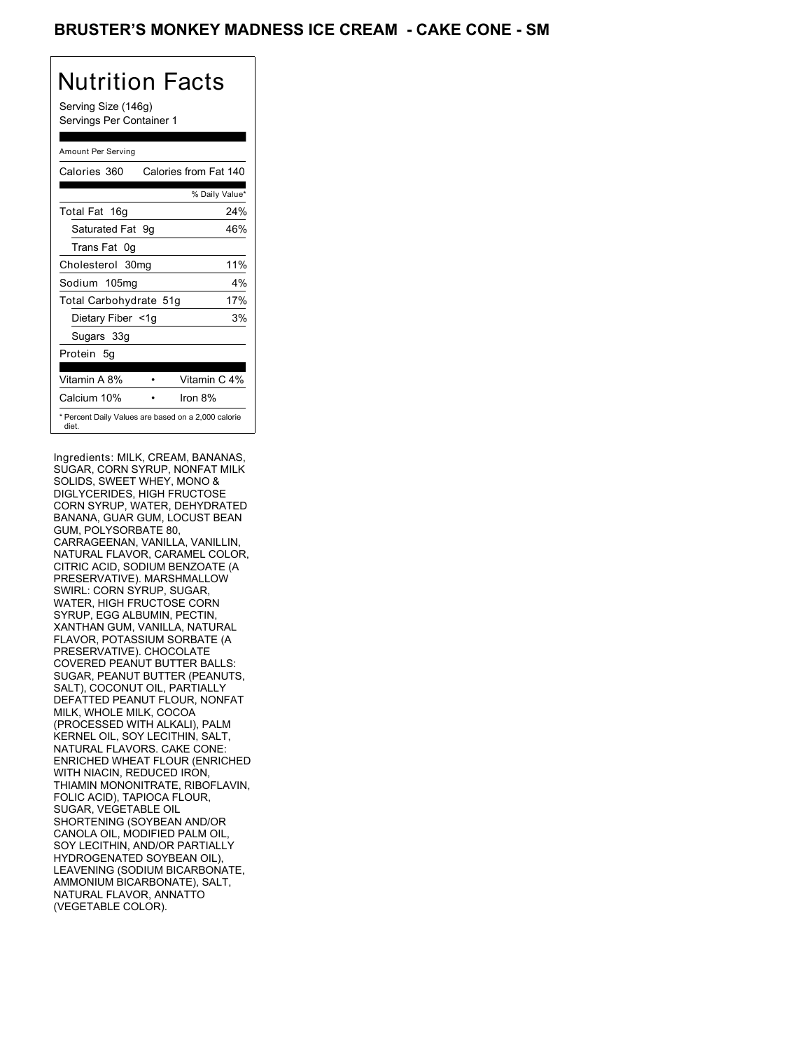# BRUSTER'S MONKEY MADNESS ICE CREAM - CAKE CONE - SM

## Nutrition Facts

Serving Size (146g)
Servings Per Container 1

Amount Per Serving

| Calories 360 | Calories from Fat 140 |
|---|---|
| | % Daily Value* |
| Total Fat 16g | 24% |
| Saturated Fat 9g | 46% |
| Trans Fat 0g | |
| Cholesterol 30mg | 11% |
| Sodium 105mg | 4% |
| Total Carbohydrate 51g | 17% |
| Dietary Fiber <1g | 3% |
| Sugars 33g | |
| Protein 5g | |

| Vitamin A 8% | • | Vitamin C 4% |
|---|---|---|
| Calcium 10% | • | Iron 8% |

* Percent Daily Values are based on a 2,000 calorie diet.

Ingredients: MILK, CREAM, BANANAS, SUGAR, CORN SYRUP, NONFAT MILK SOLIDS, SWEET WHEY, MONO & DIGLYCERIDES, HIGH FRUCTOSE CORN SYRUP, WATER, DEHYDRATED BANANA, GUAR GUM, LOCUST BEAN GUM, POLYSORBATE 80, CARRAGEENAN, VANILLA, VANILLIN, NATURAL FLAVOR, CARAMEL COLOR, CITRIC ACID, SODIUM BENZOATE (A PRESERVATIVE). MARSHMALLOW SWIRL: CORN SYRUP, SUGAR, WATER, HIGH FRUCTOSE CORN SYRUP, EGG ALBUMIN, PECTIN, XANTHAN GUM, VANILLA, NATURAL FLAVOR, POTASSIUM SORBATE (A PRESERVATIVE). CHOCOLATE COVERED PEANUT BUTTER BALLS: SUGAR, PEANUT BUTTER (PEANUTS, SALT), COCONUT OIL, PARTIALLY DEFATTED PEANUT FLOUR, NONFAT MILK, WHOLE MILK, COCOA (PROCESSED WITH ALKALI), PALM KERNEL OIL, SOY LECITHIN, SALT, NATURAL FLAVORS. CAKE CONE: ENRICHED WHEAT FLOUR (ENRICHED WITH NIACIN, REDUCED IRON, THIAMIN MONONITRATE, RIBOFLAVIN, FOLIC ACID), TAPIOCA FLOUR, SUGAR, VEGETABLE OIL SHORTENING (SOYBEAN AND/OR CANOLA OIL, MODIFIED PALM OIL, SOY LECITHIN, AND/OR PARTIALLY HYDROGENATED SOYBEAN OIL), LEAVENING (SODIUM BICARBONATE, AMMONIUM BICARBONATE), SALT, NATURAL FLAVOR, ANNATTO (VEGETABLE COLOR).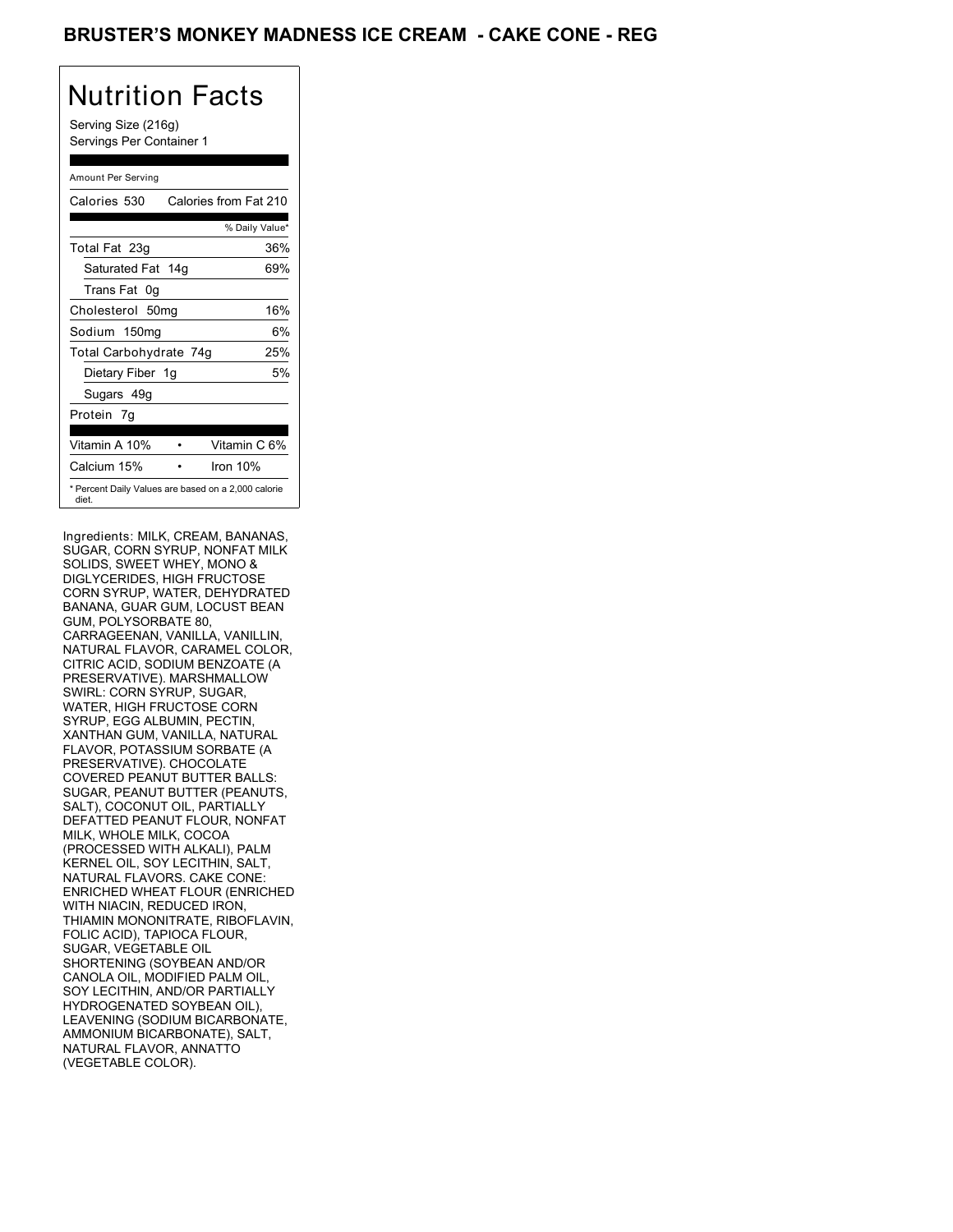# BRUSTER'S MONKEY MADNESS ICE CREAM - CAKE CONE - REG

## Nutrition Facts

Serving Size (216g)
Servings Per Container 1

| Amount Per Serving | |
|---|---|
| Calories 530 | Calories from Fat 210 |
| | % Daily Value* |
| Total Fat 23g | 36% |
| Saturated Fat 14g | 69% |
| Trans Fat 0g | |
| Cholesterol 50mg | 16% |
| Sodium 150mg | 6% |
| Total Carbohydrate 74g | 25% |
| Dietary Fiber 1g | 5% |
| Sugars 49g | |
| Protein 7g | |
| Vitamin A 10% | Vitamin C 6% |
| Calcium 15% | Iron 10% |

\* Percent Daily Values are based on a 2,000 calorie diet.

Ingredients: MILK, CREAM, BANANAS, SUGAR, CORN SYRUP, NONFAT MILK SOLIDS, SWEET WHEY, MONO & DIGLYCERIDES, HIGH FRUCTOSE CORN SYRUP, WATER, DEHYDRATED BANANA, GUAR GUM, LOCUST BEAN GUM, POLYSORBATE 80, CARRAGEENAN, VANILLA, VANILLIN, NATURAL FLAVOR, CARAMEL COLOR, CITRIC ACID, SODIUM BENZOATE (A PRESERVATIVE). MARSHMALLOW SWIRL: CORN SYRUP, SUGAR, WATER, HIGH FRUCTOSE CORN SYRUP, EGG ALBUMIN, PECTIN, XANTHAN GUM, VANILLA, NATURAL FLAVOR, POTASSIUM SORBATE (A PRESERVATIVE). CHOCOLATE COVERED PEANUT BUTTER BALLS: SUGAR, PEANUT BUTTER (PEANUTS, SALT), COCONUT OIL, PARTIALLY DEFATTED PEANUT FLOUR, NONFAT MILK, WHOLE MILK, COCOA (PROCESSED WITH ALKALI), PALM KERNEL OIL, SOY LECITHIN, SALT, NATURAL FLAVORS. CAKE CONE: ENRICHED WHEAT FLOUR (ENRICHED WITH NIACIN, REDUCED IRON, THIAMIN MONONITRATE, RIBOFLAVIN, FOLIC ACID), TAPIOCA FLOUR, SUGAR, VEGETABLE OIL SHORTENING (SOYBEAN AND/OR CANOLA OIL, MODIFIED PALM OIL, SOY LECITHIN, AND/OR PARTIALLY HYDROGENATED SOYBEAN OIL), LEAVENING (SODIUM BICARBONATE, AMMONIUM BICARBONATE), SALT, NATURAL FLAVOR, ANNATTO (VEGETABLE COLOR).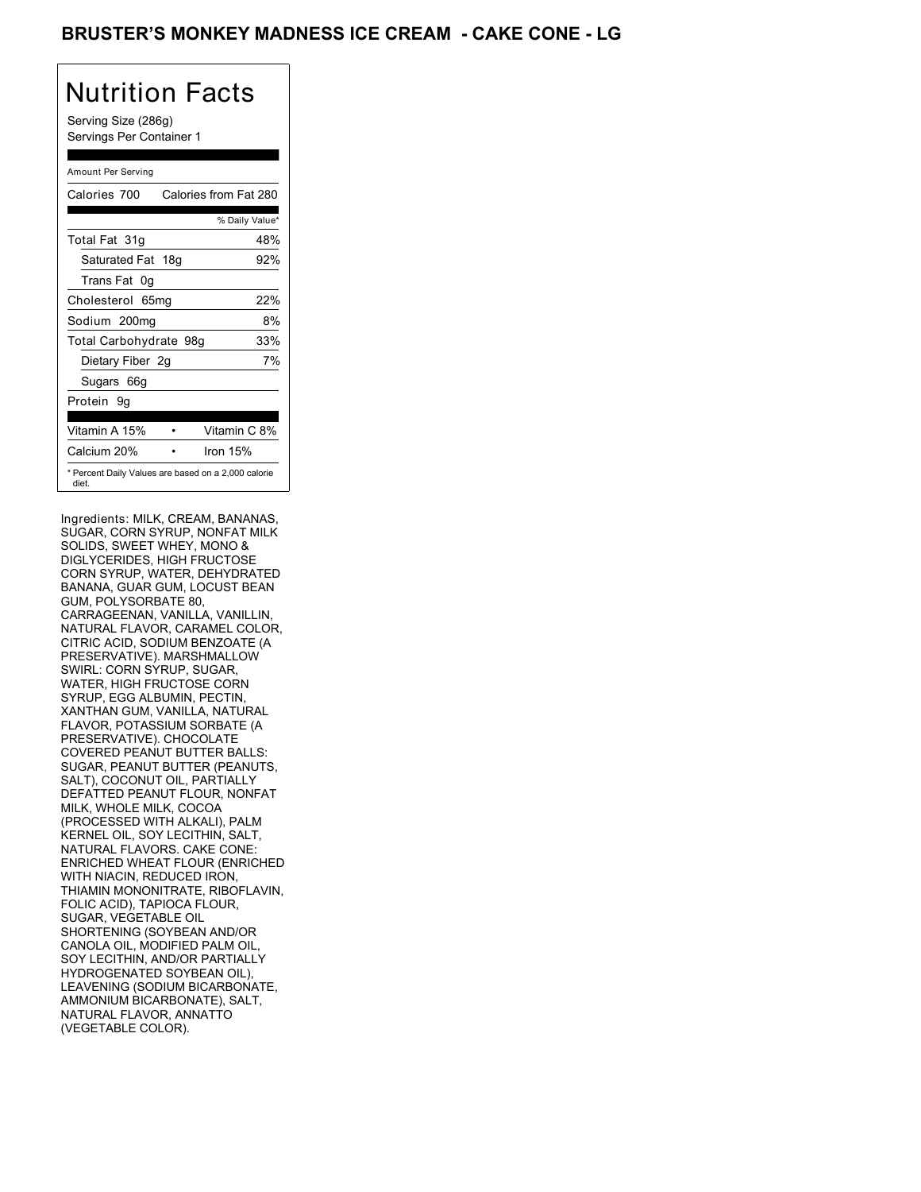# BRUSTER'S MONKEY MADNESS ICE CREAM - CAKE CONE - LG

## Nutrition Facts

Serving Size (286g)
Servings Per Container 1

Amount Per Serving

| Calories 700 | Calories from Fat 280 |
|---|---|
| | % Daily Value* |
| Total Fat 31g | 48% |
| Saturated Fat 18g | 92% |
| Trans Fat 0g | |
| Cholesterol 65mg | 22% |
| Sodium 200mg | 8% |
| Total Carbohydrate 98g | 33% |
| Dietary Fiber 2g | 7% |
| Sugars 66g | |
| Protein 9g | |
| Vitamin A 15% | Vitamin C 8% |
| Calcium 20% | Iron 15% |

* Percent Daily Values are based on a 2,000 calorie diet.

Ingredients: MILK, CREAM, BANANAS, SUGAR, CORN SYRUP, NONFAT MILK SOLIDS, SWEET WHEY, MONO & DIGLYCERIDES, HIGH FRUCTOSE CORN SYRUP, WATER, DEHYDRATED BANANA, GUAR GUM, LOCUST BEAN GUM, POLYSORBATE 80, CARRAGEENAN, VANILLA, VANILLIN, NATURAL FLAVOR, CARAMEL COLOR, CITRIC ACID, SODIUM BENZOATE (A PRESERVATIVE). MARSHMALLOW SWIRL: CORN SYRUP, SUGAR, WATER, HIGH FRUCTOSE CORN SYRUP, EGG ALBUMIN, PECTIN, XANTHAN GUM, VANILLA, NATURAL FLAVOR, POTASSIUM SORBATE (A PRESERVATIVE). CHOCOLATE COVERED PEANUT BUTTER BALLS: SUGAR, PEANUT BUTTER (PEANUTS, SALT), COCONUT OIL, PARTIALLY DEFATTED PEANUT FLOUR, NONFAT MILK, WHOLE MILK, COCOA (PROCESSED WITH ALKALI), PALM KERNEL OIL, SOY LECITHIN, SALT, NATURAL FLAVORS. CAKE CONE: ENRICHED WHEAT FLOUR (ENRICHED WITH NIACIN, REDUCED IRON, THIAMIN MONONITRATE, RIBOFLAVIN, FOLIC ACID), TAPIOCA FLOUR, SUGAR, VEGETABLE OIL SHORTENING (SOYBEAN AND/OR CANOLA OIL, MODIFIED PALM OIL, SOY LECITHIN, AND/OR PARTIALLY HYDROGENATED SOYBEAN OIL), LEAVENING (SODIUM BICARBONATE, AMMONIUM BICARBONATE), SALT, NATURAL FLAVOR, ANNATTO (VEGETABLE COLOR).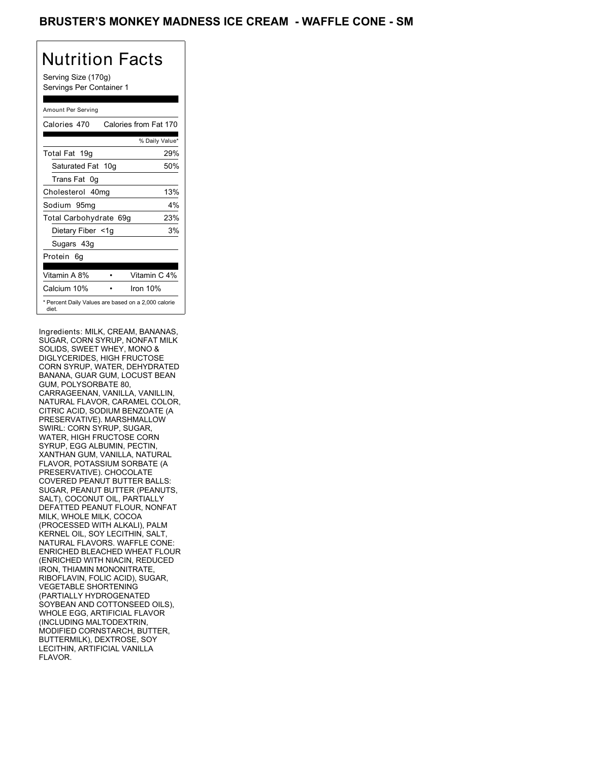# BRUSTER'S MONKEY MADNESS ICE CREAM - WAFFLE CONE - SM

## Nutrition Facts

Serving Size (170g)
Servings Per Container 1

Amount Per Serving

| Calories 470 | Calories from Fat 170 |
|---|---|
| | % Daily Value* |
| Total Fat 19g | 29% |
| Saturated Fat 10g | 50% |
| Trans Fat 0g | |
| Cholesterol 40mg | 13% |
| Sodium 95mg | 4% |
| Total Carbohydrate 69g | 23% |
| Dietary Fiber <1g | 3% |
| Sugars 43g | |
| Protein 6g | |

| Vitamin A 8% | • | Vitamin C 4% |
|---|---|---|
| Calcium 10% | • | Iron 10% |

* Percent Daily Values are based on a 2,000 calorie diet.

Ingredients: MILK, CREAM, BANANAS, SUGAR, CORN SYRUP, NONFAT MILK SOLIDS, SWEET WHEY, MONO & DIGLYCERIDES, HIGH FRUCTOSE CORN SYRUP, WATER, DEHYDRATED BANANA, GUAR GUM, LOCUST BEAN GUM, POLYSORBATE 80, CARRAGEENAN, VANILLA, VANILLIN, NATURAL FLAVOR, CARAMEL COLOR, CITRIC ACID, SODIUM BENZOATE (A PRESERVATIVE). MARSHMALLOW SWIRL: CORN SYRUP, SUGAR, WATER, HIGH FRUCTOSE CORN SYRUP, EGG ALBUMIN, PECTIN, XANTHAN GUM, VANILLA, NATURAL FLAVOR, POTASSIUM SORBATE (A PRESERVATIVE). CHOCOLATE COVERED PEANUT BUTTER BALLS: SUGAR, PEANUT BUTTER (PEANUTS, SALT), COCONUT OIL, PARTIALLY DEFATTED PEANUT FLOUR, NONFAT MILK, WHOLE MILK, COCOA (PROCESSED WITH ALKALI), PALM KERNEL OIL, SOY LECITHIN, SALT, NATURAL FLAVORS. WAFFLE CONE: ENRICHED BLEACHED WHEAT FLOUR (ENRICHED WITH NIACIN, REDUCED IRON, THIAMIN MONONITRATE, RIBOFLAVIN, FOLIC ACID), SUGAR, VEGETABLE SHORTENING (PARTIALLY HYDROGENATED SOYBEAN AND COTTONSEED OILS), WHOLE EGG, ARTIFICIAL FLAVOR (INCLUDING MALTODEXTRIN, MODIFIED CORNSTARCH, BUTTER, BUTTERMILK), DEXTROSE, SOY LECITHIN, ARTIFICIAL VANILLA FLAVOR.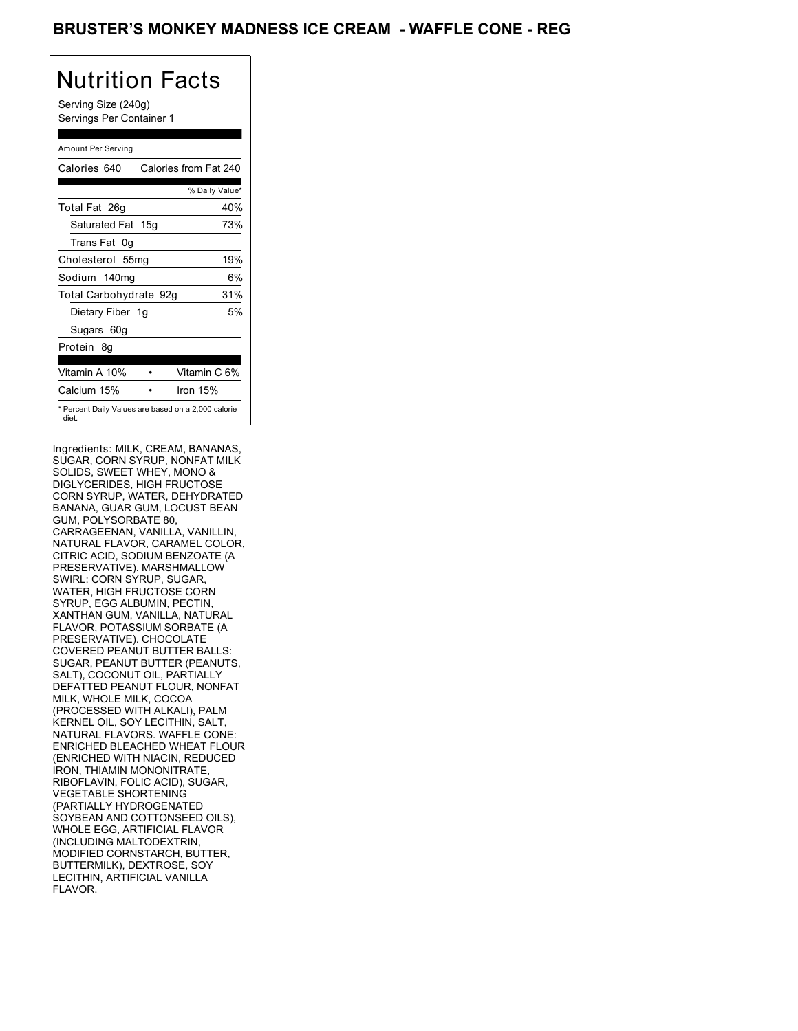# BRUSTER'S MONKEY MADNESS ICE CREAM - WAFFLE CONE - REG

## Nutrition Facts

Serving Size (240g)
Servings Per Container 1

| Amount Per Serving | |
|---|---|
| Calories 640 | Calories from Fat 240 |
| | % Daily Value* |
| Total Fat 26g | 40% |
| Saturated Fat 15g | 73% |
| Trans Fat 0g | |
| Cholesterol 55mg | 19% |
| Sodium 140mg | 6% |
| Total Carbohydrate 92g | 31% |
| Dietary Fiber 1g | 5% |
| Sugars 60g | |
| Protein 8g | |
| Vitamin A 10% | Vitamin C 6% |
| Calcium 15% | Iron 15% |

* Percent Daily Values are based on a 2,000 calorie diet.

Ingredients: MILK, CREAM, BANANAS, SUGAR, CORN SYRUP, NONFAT MILK SOLIDS, SWEET WHEY, MONO & DIGLYCERIDES, HIGH FRUCTOSE CORN SYRUP, WATER, DEHYDRATED BANANA, GUAR GUM, LOCUST BEAN GUM, POLYSORBATE 80, CARRAGEENAN, VANILLA, VANILLIN, NATURAL FLAVOR, CARAMEL COLOR, CITRIC ACID, SODIUM BENZOATE (A PRESERVATIVE). MARSHMALLOW SWIRL: CORN SYRUP, SUGAR, WATER, HIGH FRUCTOSE CORN SYRUP, EGG ALBUMIN, PECTIN, XANTHAN GUM, VANILLA, NATURAL FLAVOR, POTASSIUM SORBATE (A PRESERVATIVE). CHOCOLATE COVERED PEANUT BUTTER BALLS: SUGAR, PEANUT BUTTER (PEANUTS, SALT), COCONUT OIL, PARTIALLY DEFATTED PEANUT FLOUR, NONFAT MILK, WHOLE MILK, COCOA (PROCESSED WITH ALKALI), PALM KERNEL OIL, SOY LECITHIN, SALT, NATURAL FLAVORS. WAFFLE CONE: ENRICHED BLEACHED WHEAT FLOUR (ENRICHED WITH NIACIN, REDUCED IRON, THIAMIN MONONITRATE, RIBOFLAVIN, FOLIC ACID), SUGAR, VEGETABLE SHORTENING (PARTIALLY HYDROGENATED SOYBEAN AND COTTONSEED OILS), WHOLE EGG, ARTIFICIAL FLAVOR (INCLUDING MALTODEXTRIN, MODIFIED CORNSTARCH, BUTTER, BUTTERMILK), DEXTROSE, SOY LECITHIN, ARTIFICIAL VANILLA FLAVOR.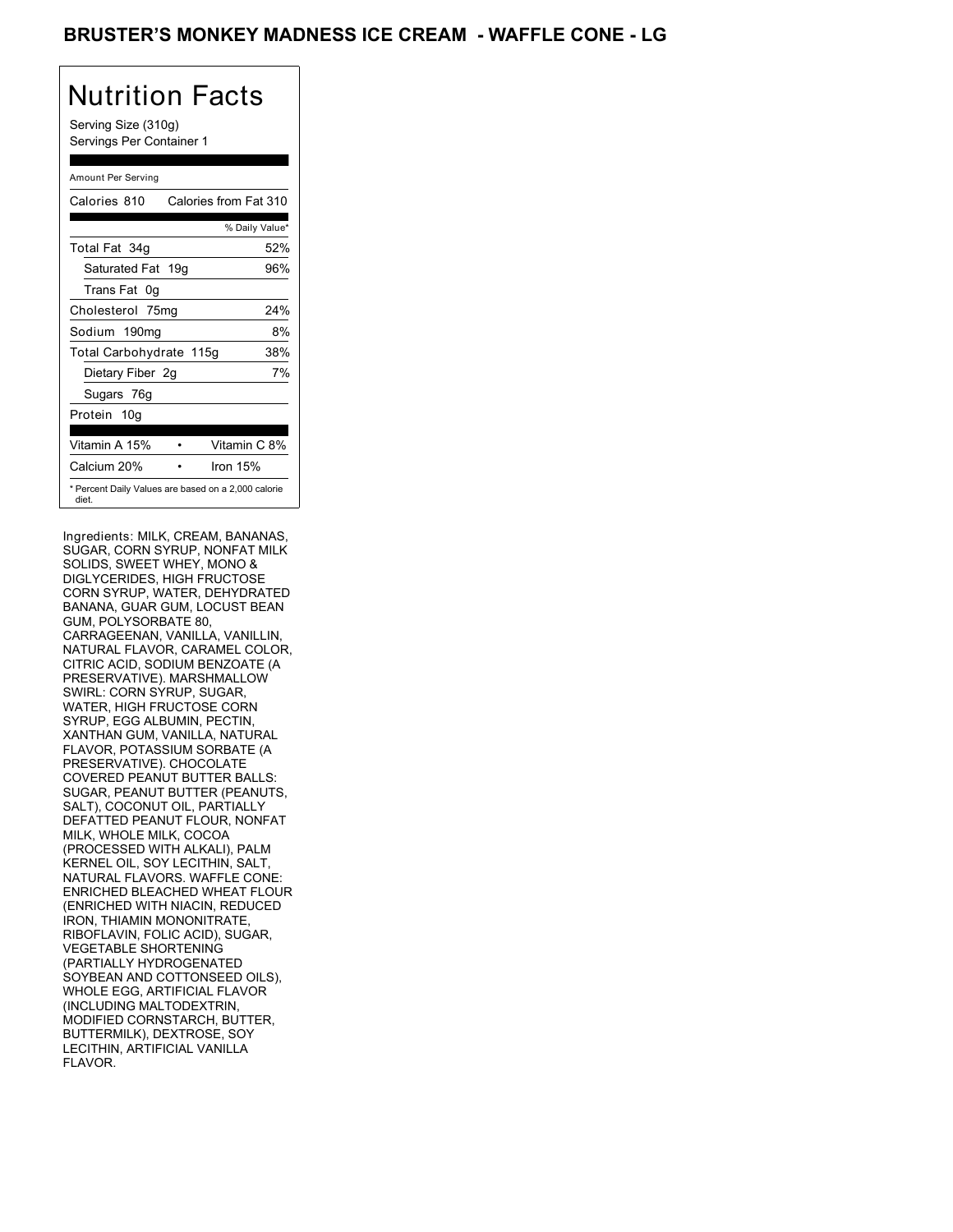# BRUSTER'S MONKEY MADNESS ICE CREAM - WAFFLE CONE - LG

## Nutrition Facts

Serving Size (310g)
Servings Per Container 1

Amount Per Serving

| | |
|---|---|
| Calories 810 | Calories from Fat 310 |
| | % Daily Value* |
| Total Fat 34g | 52% |
| Saturated Fat 19g | 96% |
| Trans Fat 0g | |
| Cholesterol 75mg | 24% |
| Sodium 190mg | 8% |
| Total Carbohydrate 115g | 38% |
| Dietary Fiber 2g | 7% |
| Sugars 76g | |
| Protein 10g | |
| Vitamin A 15% | Vitamin C 8% |
| Calcium 20% | Iron 15% |

* Percent Daily Values are based on a 2,000 calorie diet.

Ingredients: MILK, CREAM, BANANAS, SUGAR, CORN SYRUP, NONFAT MILK SOLIDS, SWEET WHEY, MONO & DIGLYCERIDES, HIGH FRUCTOSE CORN SYRUP, WATER, DEHYDRATED BANANA, GUAR GUM, LOCUST BEAN GUM, POLYSORBATE 80, CARRAGEENAN, VANILLA, VANILLIN, NATURAL FLAVOR, CARAMEL COLOR, CITRIC ACID, SODIUM BENZOATE (A PRESERVATIVE). MARSHMALLOW SWIRL: CORN SYRUP, SUGAR, WATER, HIGH FRUCTOSE CORN SYRUP, EGG ALBUMIN, PECTIN, XANTHAN GUM, VANILLA, NATURAL FLAVOR, POTASSIUM SORBATE (A PRESERVATIVE). CHOCOLATE COVERED PEANUT BUTTER BALLS: SUGAR, PEANUT BUTTER (PEANUTS, SALT), COCONUT OIL, PARTIALLY DEFATTED PEANUT FLOUR, NONFAT MILK, WHOLE MILK, COCOA (PROCESSED WITH ALKALI), PALM KERNEL OIL, SOY LECITHIN, SALT, NATURAL FLAVORS. WAFFLE CONE: ENRICHED BLEACHED WHEAT FLOUR (ENRICHED WITH NIACIN, REDUCED IRON, THIAMIN MONONITRATE, RIBOFLAVIN, FOLIC ACID), SUGAR, VEGETABLE SHORTENING (PARTIALLY HYDROGENATED SOYBEAN AND COTTONSEED OILS), WHOLE EGG, ARTIFICIAL FLAVOR (INCLUDING MALTODEXTRIN, MODIFIED CORNSTARCH, BUTTER, BUTTERMILK), DEXTROSE, SOY LECITHIN, ARTIFICIAL VANILLA FLAVOR.